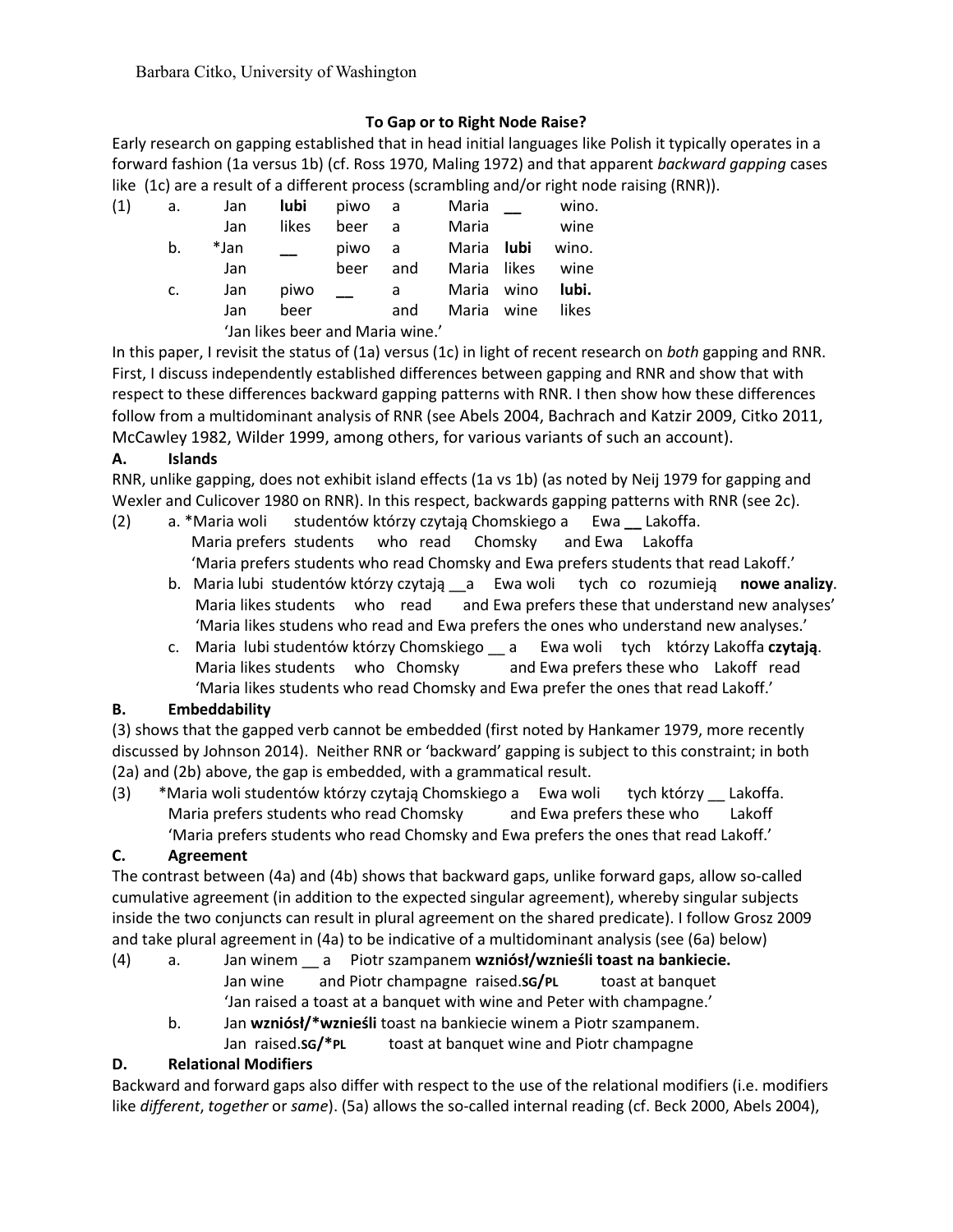Barbara Citko, University of Washington

## To Gap or to Right Node Raise?

Early research on gapping established that in head initial languages like Polish it typically operates in a forward fashion (1a versus 1b) (cf. Ross 1970, Maling 1972) and that apparent *backward gapping* cases like (1c) are a result of a different process (scrambling and/or right node raising (RNR)).

(1)
a. Jan **lubi** piwo a Maria __ wino.
   Jan likes beer a Maria wine
b. *Jan __ piwo a Maria **lubi** wino.
   Jan beer and Maria likes wine
c. Jan piwo __ a Maria wino **lubi.**
   Jan beer and Maria wine likes
   'Jan likes beer and Maria wine.'

In this paper, I revisit the status of (1a) versus (1c) in light of recent research on *both* gapping and RNR. First, I discuss independently established differences between gapping and RNR and show that with respect to these differences backward gapping patterns with RNR. I then show how these differences follow from a multidominant analysis of RNR (see Abels 2004, Bachrach and Katzir 2009, Citko 2011, McCawley 1982, Wilder 1999, among others, for various variants of such an account).

### A. Islands

RNR, unlike gapping, does not exhibit island effects (1a vs 1b) (as noted by Neij 1979 for gapping and Wexler and Culicover 1980 on RNR). In this respect, backwards gapping patterns with RNR (see 2c).

(2)
a. *Maria woli studentów którzy czytają Chomskiego a Ewa __ Lakoffa.
   Maria prefers students who read Chomsky and Ewa Lakoffa
   'Maria prefers students who read Chomsky and Ewa prefers students that read Lakoff.'
b. Maria lubi studentów którzy czytają __a Ewa woli tych co rozumieją **nowe analizy**.
   Maria likes students who read and Ewa prefers these that understand new analyses'
   'Maria likes studens who read and Ewa prefers the ones who understand new analyses.'
c. Maria lubi studentów którzy Chomskiego __ a Ewa woli tych którzy Lakoffa **czytają**.
   Maria likes students who Chomsky and Ewa prefers these who Lakoff read
   'Maria likes students who read Chomsky and Ewa prefer the ones that read Lakoff.'

### B. Embeddability

(3) shows that the gapped verb cannot be embedded (first noted by Hankamer 1979, more recently discussed by Johnson 2014). Neither RNR or 'backward' gapping is subject to this constraint; in both (2a) and (2b) above, the gap is embedded, with a grammatical result.

(3) *Maria woli studentów którzy czytają Chomskiego a Ewa woli tych który __ Lakoffa.
   Maria prefers students who read Chomsky and Ewa prefers these who Lakoff
   'Maria prefers students who read Chomsky and Ewa prefers the ones that read Lakoff.'

### C. Agreement

The contrast between (4a) and (4b) shows that backward gaps, unlike forward gaps, allow so-called cumulative agreement (in addition to the expected singular agreement), whereby singular subjects inside the two conjuncts can result in plural agreement on the shared predicate). I follow Grosz 2009 and take plural agreement in (4a) to be indicative of a multidominant analysis (see (6a) below)

(4)
a. Jan winem __ a Piotr szampanem **wzniósł/wznieśli toast na bankiecie.**
   Jan wine and Piotr champagne raised.SG/PL toast at banquet
   'Jan raised a toast at a banquet with wine and Peter with champagne.'
b. Jan **wzniósł/*wznieśli** toast na bankiecie winem a Piotr szampanem.
   Jan raised.SG/*PL toast at banquet wine and Piotr champagne

### D. Relational Modifiers

Backward and forward gaps also differ with respect to the use of the relational modifiers (i.e. modifiers like *different*, *together* or *same*). (5a) allows the so-called internal reading (cf. Beck 2000, Abels 2004),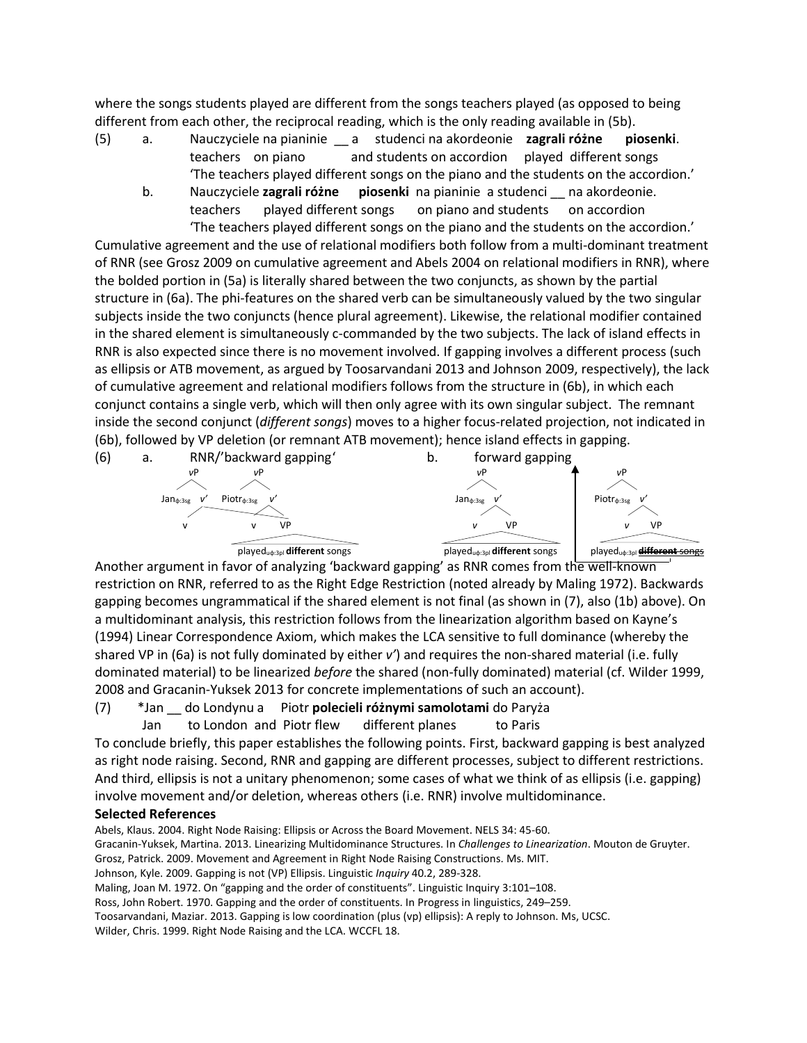where the songs students played are different from the songs teachers played (as opposed to being different from each other, the reciprocal reading, which is the only reading available in (5b).

(5) a. Nauczyciele na pianinie __ a studenci na akordeonie **zagrali różne piosenki**.
teachers on piano and students on accordion played different songs
'The teachers played different songs on the piano and the students on the accordion.'

b. Nauczyciele **zagrali różne piosenki** na pianinie a studenci __ na akordeonie.
teachers played different songs on piano and students on accordion
'The teachers played different songs on the piano and the students on the accordion.'

Cumulative agreement and the use of relational modifiers both follow from a multi-dominant treatment of RNR (see Grosz 2009 on cumulative agreement and Abels 2004 on relational modifiers in RNR), where the bolded portion in (5a) is literally shared between the two conjuncts, as shown by the partial structure in (6a). The phi-features on the shared verb can be simultaneously valued by the two singular subjects inside the two conjuncts (hence plural agreement). Likewise, the relational modifier contained in the shared element is simultaneously c-commanded by the two subjects. The lack of island effects in RNR is also expected since there is no movement involved. If gapping involves a different process (such as ellipsis or ATB movement, as argued by Toosarvandani 2013 and Johnson 2009, respectively), the lack of cumulative agreement and relational modifiers follows from the structure in (6b), in which each conjunct contains a single verb, which will then only agree with its own singular subject. The remnant inside the second conjunct (*different songs*) moves to a higher focus-related projection, not indicated in (6b), followed by VP deletion (or remnant ATB movement); hence island effects in gapping.

(6) a. RNR/'backward gapping' b. forward gapping

vP vP
Jan$_{\phi:3sg}$ v′ Piotr$_{\phi:3sg}$ v′
v v VP
played$_{u\phi:3pl}$ **different** songs

vP vP
Jan$_{\phi:3sg}$ v′ Piotr$_{\phi:3sg}$ v′
v VP v VP
played$_{u\phi:3pl}$ **different** songs played$_{u\phi:3pl}$ ~~**different** songs~~

Another argument in favor of analyzing 'backward gapping' as RNR comes from the well-known restriction on RNR, referred to as the Right Edge Restriction (noted already by Maling 1972). Backwards gapping becomes ungrammatical if the shared element is not final (as shown in (7), also (1b) above). On a multidominant analysis, this restriction follows from the linearization algorithm based on Kayne's (1994) Linear Correspondence Axiom, which makes the LCA sensitive to full dominance (whereby the shared VP in (6a) is not fully dominated by either *v′*) and requires the non-shared material (i.e. fully dominated material) to be linearized *before* the shared (non-fully dominated) material (cf. Wilder 1999, 2008 and Gracanin-Yuksek 2013 for concrete implementations of such an account).

(7) *Jan __ do Londynu a Piotr **polecieli różnymi samolotami** do Paryża
Jan to London and Piotr flew different planes to Paris

To conclude briefly, this paper establishes the following points. First, backward gapping is best analyzed as right node raising. Second, RNR and gapping are different processes, subject to different restrictions. And third, ellipsis is not a unitary phenomenon; some cases of what we think of as ellipsis (i.e. gapping) involve movement and/or deletion, whereas others (i.e. RNR) involve multidominance.

### Selected References

Abels, Klaus. 2004. Right Node Raising: Ellipsis or Across the Board Movement. NELS 34: 45-60.

Gracanin-Yuksek, Martina. 2013. Linearizing Multidominance Structures. In *Challenges to Linearization*. Mouton de Gruyter.

Grosz, Patrick. 2009. Movement and Agreement in Right Node Raising Constructions. Ms. MIT.

Johnson, Kyle. 2009. Gapping is not (VP) Ellipsis. Linguistic *Inquiry* 40.2, 289-328.

Maling, Joan M. 1972. On "gapping and the order of constituents". Linguistic Inquiry 3:101–108.

Ross, John Robert. 1970. Gapping and the order of constituents. In Progress in linguistics, 249–259.

Toosarvandani, Maziar. 2013. Gapping is low coordination (plus (vp) ellipsis): A reply to Johnson. Ms, UCSC.

Wilder, Chris. 1999. Right Node Raising and the LCA. WCCFL 18.